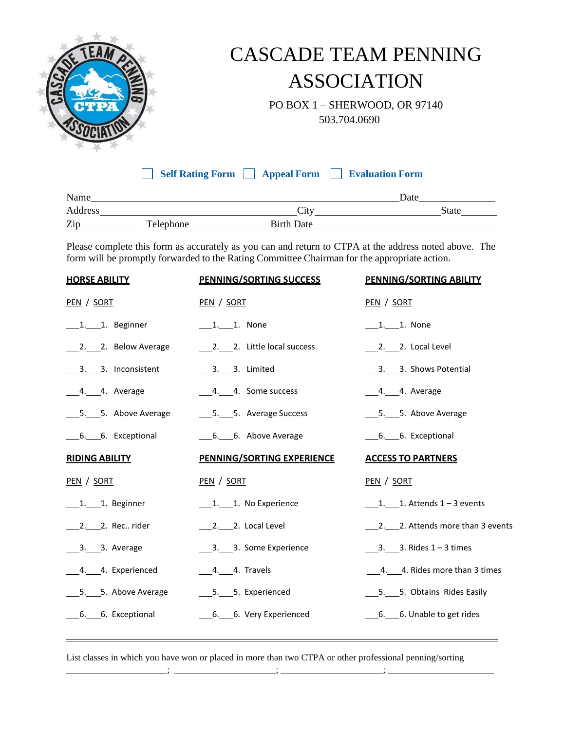# CASCADE TEAM PENNING ASSOCIATION

PO BOX 1 – SHERWOOD, OR 97140
503.704.0690

☐ **Self Rating Form** ☐ **Appeal Form** ☐ **Evaluation Form**

Name\_\_\_\_\_\_\_\_\_\_\_\_\_\_\_\_\_\_\_\_\_\_\_\_\_\_\_\_\_\_\_\_\_\_\_\_\_\_\_\_\_\_\_\_\_\_\_\_\_\_\_\_\_\_\_\_ Date\_\_\_\_\_\_\_\_\_\_\_\_\_\_\_

Address\_\_\_\_\_\_\_\_\_\_\_\_\_\_\_\_\_\_\_\_\_\_\_\_\_\_\_\_\_\_\_\_\_\_\_\_\_ City\_\_\_\_\_\_\_\_\_\_\_\_\_\_\_\_\_\_\_\_\_\_\_\_\_ State\_\_\_\_\_\_\_

Zip\_\_\_\_\_\_\_\_\_\_\_\_ Telephone\_\_\_\_\_\_\_\_\_\_\_\_\_\_\_ Birth Date\_\_\_\_\_\_\_\_\_\_\_\_\_\_\_\_\_\_\_\_\_\_\_\_\_\_\_\_\_\_\_\_\_\_\_\_

Please complete this form as accurately as you can and return to CTPA at the address noted above. The form will be promptly forwarded to the Rating Committee Chairman for the appropriate action.

**HORSE ABILITY**

PEN / SORT

\_\_\_1.\_\_\_1. Beginner

\_\_\_2.\_\_\_2. Below Average

\_\_\_3.\_\_\_3. Inconsistent

\_\_\_4.\_\_\_4. Average

\_\_\_5.\_\_\_5. Above Average

\_\_\_6.\_\_\_6. Exceptional

**PENNING/SORTING SUCCESS**

PEN / SORT

\_\_\_1.\_\_\_1. None

\_\_\_2.\_\_\_2. Little local success

\_\_\_3.\_\_\_3. Limited

\_\_\_4.\_\_\_4. Some success

\_\_\_5.\_\_\_5. Average Success

\_\_\_6.\_\_\_6. Above Average

**PENNING/SORTING ABILITY**

PEN / SORT

\_\_\_1.\_\_\_1. None

\_\_\_2.\_\_\_2. Local Level

\_\_\_3.\_\_\_3. Shows Potential

\_\_\_4.\_\_\_4. Average

\_\_\_5.\_\_\_5. Above Average

\_\_\_6.\_\_\_6. Exceptional

**RIDING ABILITY**

PEN / SORT

\_\_\_1.\_\_\_1. Beginner

\_\_\_2.\_\_\_2. Rec.. rider

\_\_\_3.\_\_\_3. Average

\_\_\_4.\_\_\_4. Experienced

\_\_\_5.\_\_\_5. Above Average

\_\_\_6.\_\_\_6. Exceptional

**PENNING/SORTING EXPERIENCE**

PEN / SORT

\_\_\_1.\_\_\_1. No Experience

\_\_\_2.\_\_\_2. Local Level

\_\_\_3.\_\_\_3. Some Experience

\_\_\_4.\_\_\_4. Travels

\_\_\_5.\_\_\_5. Experienced

\_\_\_6.\_\_\_6. Very Experienced

**ACCESS TO PARTNERS**

PEN / SORT

\_\_\_1.\_\_\_1. Attends 1 – 3 events

\_\_\_2.\_\_\_2. Attends more than 3 events

\_\_\_3.\_\_\_3. Rides 1 – 3 times

\_\_\_4.\_\_\_4. Rides more than 3 times

\_\_\_5.\_\_\_5. Obtains Rides Easily

\_\_\_6.\_\_\_6. Unable to get rides

---

List classes in which you have won or placed in more than two CTPA or other professional penning/sorting

\_\_\_\_\_\_\_\_\_\_\_\_\_\_\_\_\_\_\_\_\_; \_\_\_\_\_\_\_\_\_\_\_\_\_\_\_\_\_\_\_\_\_; \_\_\_\_\_\_\_\_\_\_\_\_\_\_\_\_\_\_\_\_\_; \_\_\_\_\_\_\_\_\_\_\_\_\_\_\_\_\_\_\_\_\_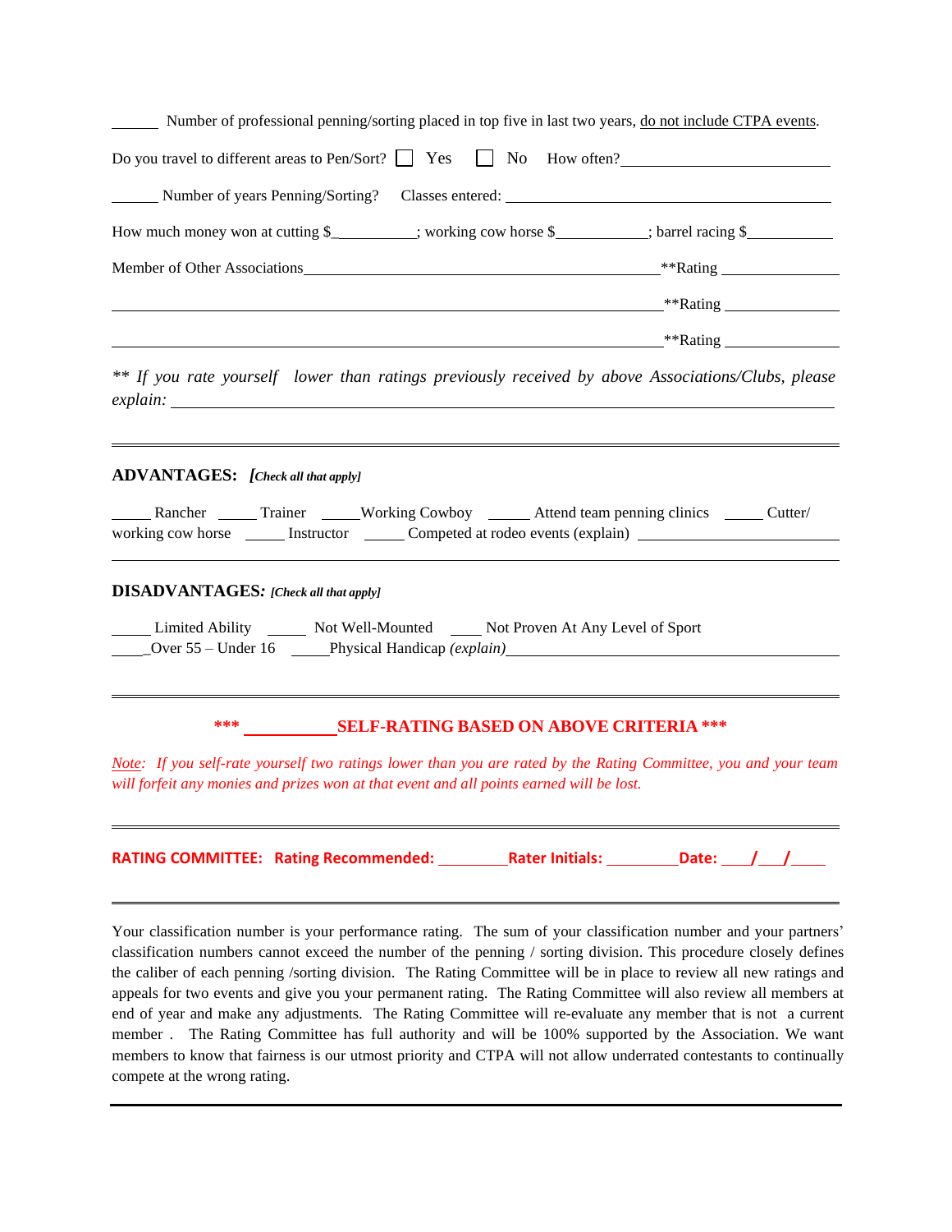______ Number of professional penning/sorting placed in top five in last two years, do not include CTPA events.

Do you travel to different areas to Pen/Sort? ☐ Yes ☐ No How often?________________________

______ Number of years Penning/Sorting? Classes entered: ________________________________

How much money won at cutting $__________; working cow horse $___________; barrel racing $__________

Member of Other Associations________________________________________**Rating ____________

________________________________________________________________**Rating ____________

________________________________________________________________**Rating ____________

*** If you rate yourself lower than ratings previously received by above Associations/Clubs, please explain:* ________________________________________________________________

---

**ADVANTAGES:** ***[Check all that apply]***

_____ Rancher _____ Trainer _____Working Cowboy _____ Attend team penning clinics _____ Cutter/ working cow horse _____ Instructor _____ Competed at rodeo events (explain) ____________________

________________________________________________________________

**DISADVANTAGES:** ***[Check all that apply]***

_____ Limited Ability _____ Not Well-Mounted ____ Not Proven At Any Level of Sport
_____Over 55 – Under 16 _____Physical Handicap *(explain)*________________________________

---

**\*\*\* __________ SELF-RATING BASED ON ABOVE CRITERIA \*\*\***

*Note: If you self-rate yourself two ratings lower than you are rated by the Rating Committee, you and your team will forfeit any monies and prizes won at that event and all points earned will be lost.*

---

**RATING COMMITTEE: Rating Recommended: _________ Rater Initials: _________ Date: ___/___/____**

---

Your classification number is your performance rating. The sum of your classification number and your partners' classification numbers cannot exceed the number of the penning / sorting division. This procedure closely defines the caliber of each penning /sorting division. The Rating Committee will be in place to review all new ratings and appeals for two events and give you your permanent rating. The Rating Committee will also review all members at end of year and make any adjustments. The Rating Committee will re-evaluate any member that is not a current member . The Rating Committee has full authority and will be 100% supported by the Association. We want members to know that fairness is our utmost priority and CTPA will not allow underrated contestants to continually compete at the wrong rating.